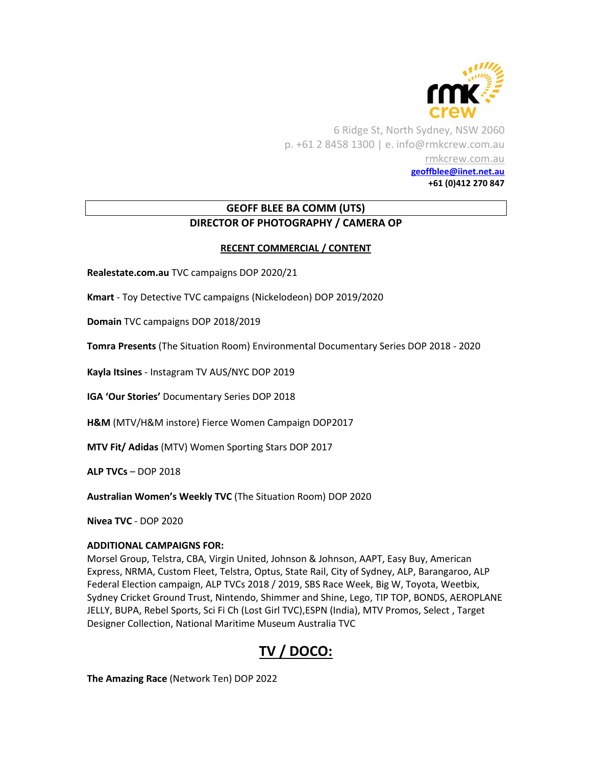rmk crew

6 Ridge St, North Sydney, NSW 2060
p. +61 2 8458 1300 | e. info@rmkcrew.com.au
rmkcrew.com.au
**geoffblee@iinet.net.au**
**+61 (0)412 270 847**

# GEOFF BLEE BA COMM (UTS)
## DIRECTOR OF PHOTOGRAPHY / CAMERA OP

### RECENT COMMERCIAL / CONTENT

**Realestate.com.au** TVC campaigns DOP 2020/21

**Kmart** - Toy Detective TVC campaigns (Nickelodeon) DOP 2019/2020

**Domain** TVC campaigns DOP 2018/2019

**Tomra Presents** (The Situation Room) Environmental Documentary Series DOP 2018 - 2020

**Kayla Itsines** - Instagram TV AUS/NYC DOP 2019

**IGA 'Our Stories'** Documentary Series DOP 2018

**H&M** (MTV/H&M instore) Fierce Women Campaign DOP2017

**MTV Fit/ Adidas** (MTV) Women Sporting Stars DOP 2017

**ALP TVCs** – DOP 2018

**Australian Women's Weekly TVC** (The Situation Room) DOP 2020

**Nivea TVC** - DOP 2020

**ADDITIONAL CAMPAIGNS FOR:**
Morsel Group, Telstra, CBA, Virgin United, Johnson & Johnson, AAPT, Easy Buy, American Express, NRMA, Custom Fleet, Telstra, Optus, State Rail, City of Sydney, ALP, Barangaroo, ALP Federal Election campaign, ALP TVCs 2018 / 2019, SBS Race Week, Big W, Toyota, Weetbix, Sydney Cricket Ground Trust, Nintendo, Shimmer and Shine, Lego, TIP TOP, BONDS, AEROPLANE JELLY, BUPA, Rebel Sports, Sci Fi Ch (Lost Girl TVC),ESPN (India), MTV Promos, Select , Target Designer Collection, National Maritime Museum Australia TVC

# TV / DOCO:

**The Amazing Race** (Network Ten) DOP 2022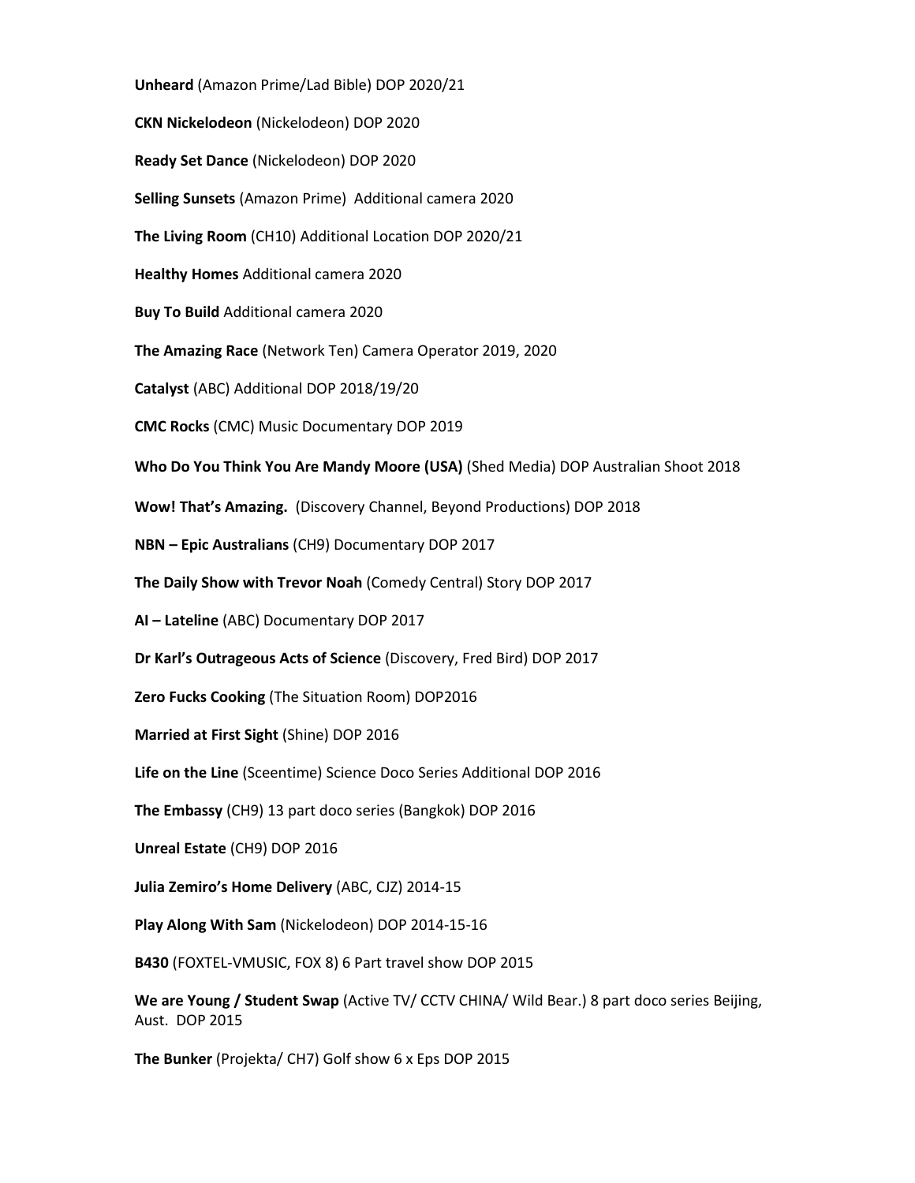**Unheard** (Amazon Prime/Lad Bible) DOP 2020/21

**CKN Nickelodeon** (Nickelodeon) DOP 2020

**Ready Set Dance** (Nickelodeon) DOP 2020

**Selling Sunsets** (Amazon Prime)  Additional camera 2020

**The Living Room** (CH10) Additional Location DOP 2020/21

**Healthy Homes** Additional camera 2020

**Buy To Build** Additional camera 2020

**The Amazing Race** (Network Ten) Camera Operator 2019, 2020

**Catalyst** (ABC) Additional DOP 2018/19/20

**CMC Rocks** (CMC) Music Documentary DOP 2019

**Who Do You Think You Are Mandy Moore (USA)** (Shed Media) DOP Australian Shoot 2018

**Wow! That's Amazing.**  (Discovery Channel, Beyond Productions) DOP 2018

**NBN – Epic Australians** (CH9) Documentary DOP 2017

**The Daily Show with Trevor Noah** (Comedy Central) Story DOP 2017

**AI – Lateline** (ABC) Documentary DOP 2017

**Dr Karl's Outrageous Acts of Science** (Discovery, Fred Bird) DOP 2017

**Zero Fucks Cooking** (The Situation Room) DOP2016

**Married at First Sight** (Shine) DOP 2016

**Life on the Line** (Sceentime) Science Doco Series Additional DOP 2016

**The Embassy** (CH9) 13 part doco series (Bangkok) DOP 2016

**Unreal Estate** (CH9) DOP 2016

**Julia Zemiro's Home Delivery** (ABC, CJZ) 2014-15

**Play Along With Sam** (Nickelodeon) DOP 2014-15-16

**B430** (FOXTEL-VMUSIC, FOX 8) 6 Part travel show DOP 2015

**We are Young / Student Swap** (Active TV/ CCTV CHINA/ Wild Bear.) 8 part doco series Beijing, Aust.  DOP 2015

**The Bunker** (Projekta/ CH7) Golf show 6 x Eps DOP 2015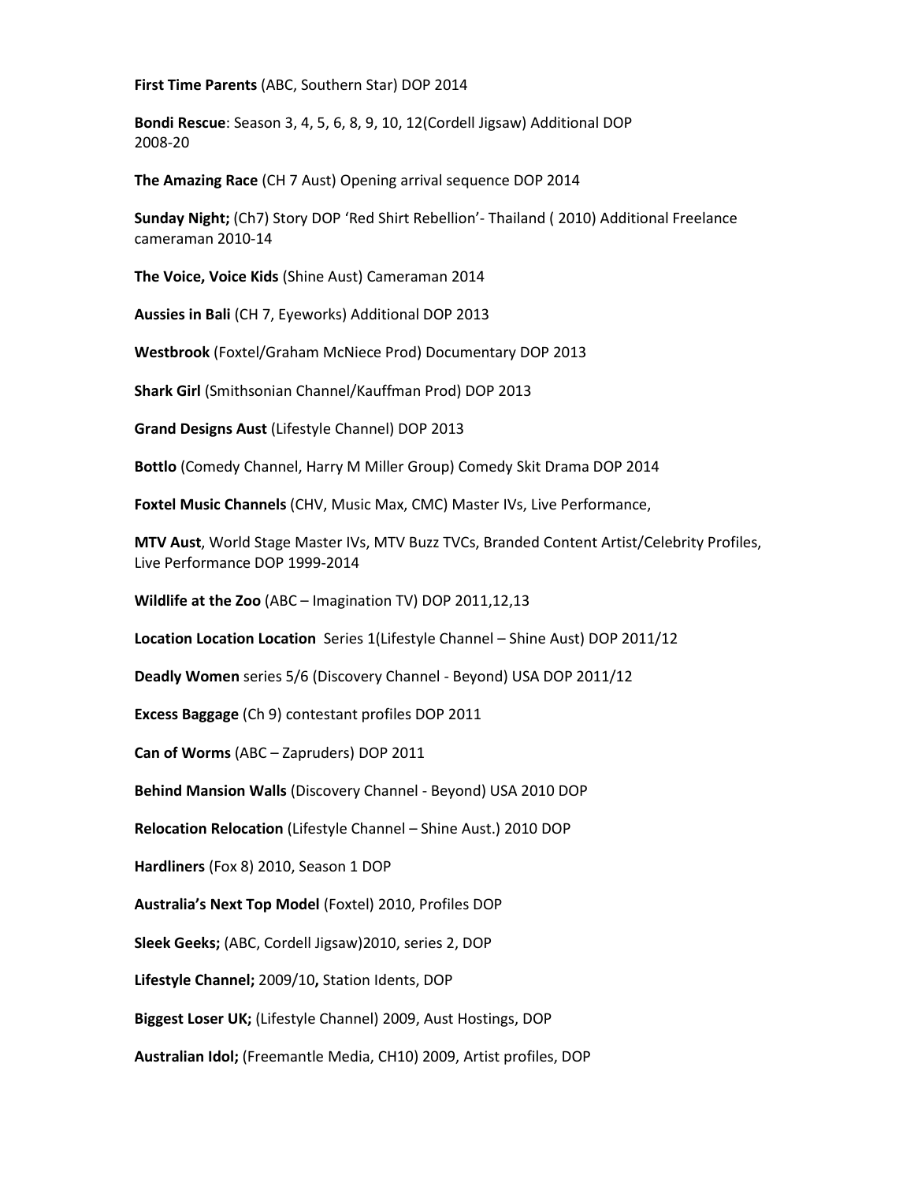**First Time Parents** (ABC, Southern Star) DOP 2014

**Bondi Rescue**: Season 3, 4, 5, 6, 8, 9, 10, 12(Cordell Jigsaw) Additional DOP 2008-20

**The Amazing Race** (CH 7 Aust) Opening arrival sequence DOP 2014

**Sunday Night;** (Ch7) Story DOP 'Red Shirt Rebellion'- Thailand ( 2010) Additional Freelance cameraman 2010-14

**The Voice, Voice Kids** (Shine Aust) Cameraman 2014

**Aussies in Bali** (CH 7, Eyeworks) Additional DOP 2013

**Westbrook** (Foxtel/Graham McNiece Prod) Documentary DOP 2013

**Shark Girl** (Smithsonian Channel/Kauffman Prod) DOP 2013

**Grand Designs Aust** (Lifestyle Channel) DOP 2013

**Bottlo** (Comedy Channel, Harry M Miller Group) Comedy Skit Drama DOP 2014

**Foxtel Music Channels** (CHV, Music Max, CMC) Master IVs, Live Performance,

**MTV Aust**, World Stage Master IVs, MTV Buzz TVCs, Branded Content Artist/Celebrity Profiles, Live Performance DOP 1999-2014

**Wildlife at the Zoo** (ABC – Imagination TV) DOP 2011,12,13

**Location Location Location** Series 1(Lifestyle Channel – Shine Aust) DOP 2011/12

**Deadly Women** series 5/6 (Discovery Channel - Beyond) USA DOP 2011/12

**Excess Baggage** (Ch 9) contestant profiles DOP 2011

**Can of Worms** (ABC – Zapruders) DOP 2011

**Behind Mansion Walls** (Discovery Channel - Beyond) USA 2010 DOP

**Relocation Relocation** (Lifestyle Channel – Shine Aust.) 2010 DOP

**Hardliners** (Fox 8) 2010, Season 1 DOP

**Australia's Next Top Model** (Foxtel) 2010, Profiles DOP

**Sleek Geeks;** (ABC, Cordell Jigsaw)2010, series 2, DOP

**Lifestyle Channel;** 2009/10**,** Station Idents, DOP

**Biggest Loser UK;** (Lifestyle Channel) 2009, Aust Hostings, DOP

**Australian Idol;** (Freemantle Media, CH10) 2009, Artist profiles, DOP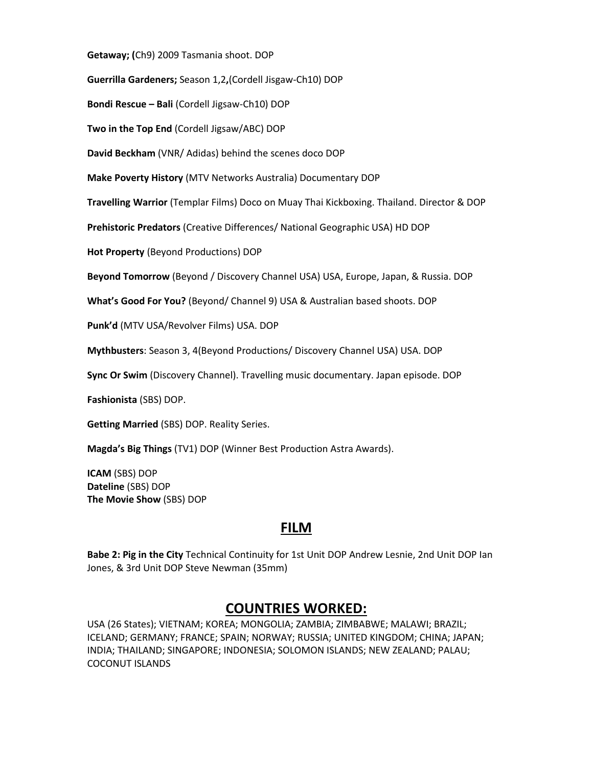**Getaway; (**Ch9) 2009 Tasmania shoot. DOP

**Guerrilla Gardeners;** Season 1,2**,**(Cordell Jisgaw-Ch10) DOP

**Bondi Rescue – Bali** (Cordell Jigsaw-Ch10) DOP

**Two in the Top End** (Cordell Jigsaw/ABC) DOP

**David Beckham** (VNR/ Adidas) behind the scenes doco DOP

**Make Poverty History** (MTV Networks Australia) Documentary DOP

**Travelling Warrior** (Templar Films) Doco on Muay Thai Kickboxing. Thailand. Director & DOP

**Prehistoric Predators** (Creative Differences/ National Geographic USA) HD DOP

**Hot Property** (Beyond Productions) DOP

**Beyond Tomorrow** (Beyond / Discovery Channel USA) USA, Europe, Japan, & Russia. DOP

**What's Good For You?** (Beyond/ Channel 9) USA & Australian based shoots. DOP

**Punk'd** (MTV USA/Revolver Films) USA. DOP

**Mythbusters**: Season 3, 4(Beyond Productions/ Discovery Channel USA) USA. DOP

**Sync Or Swim** (Discovery Channel). Travelling music documentary. Japan episode. DOP

**Fashionista** (SBS) DOP.

**Getting Married** (SBS) DOP. Reality Series.

**Magda's Big Things** (TV1) DOP (Winner Best Production Astra Awards).

**ICAM** (SBS) DOP
**Dateline** (SBS) DOP
**The Movie Show** (SBS) DOP

## FILM

**Babe 2: Pig in the City** Technical Continuity for 1st Unit DOP Andrew Lesnie, 2nd Unit DOP Ian Jones, & 3rd Unit DOP Steve Newman (35mm)

## COUNTRIES WORKED:

USA (26 States); VIETNAM; KOREA; MONGOLIA; ZAMBIA; ZIMBABWE; MALAWI; BRAZIL; ICELAND; GERMANY; FRANCE; SPAIN; NORWAY; RUSSIA; UNITED KINGDOM; CHINA; JAPAN; INDIA; THAILAND; SINGAPORE; INDONESIA; SOLOMON ISLANDS; NEW ZEALAND; PALAU; COCONUT ISLANDS